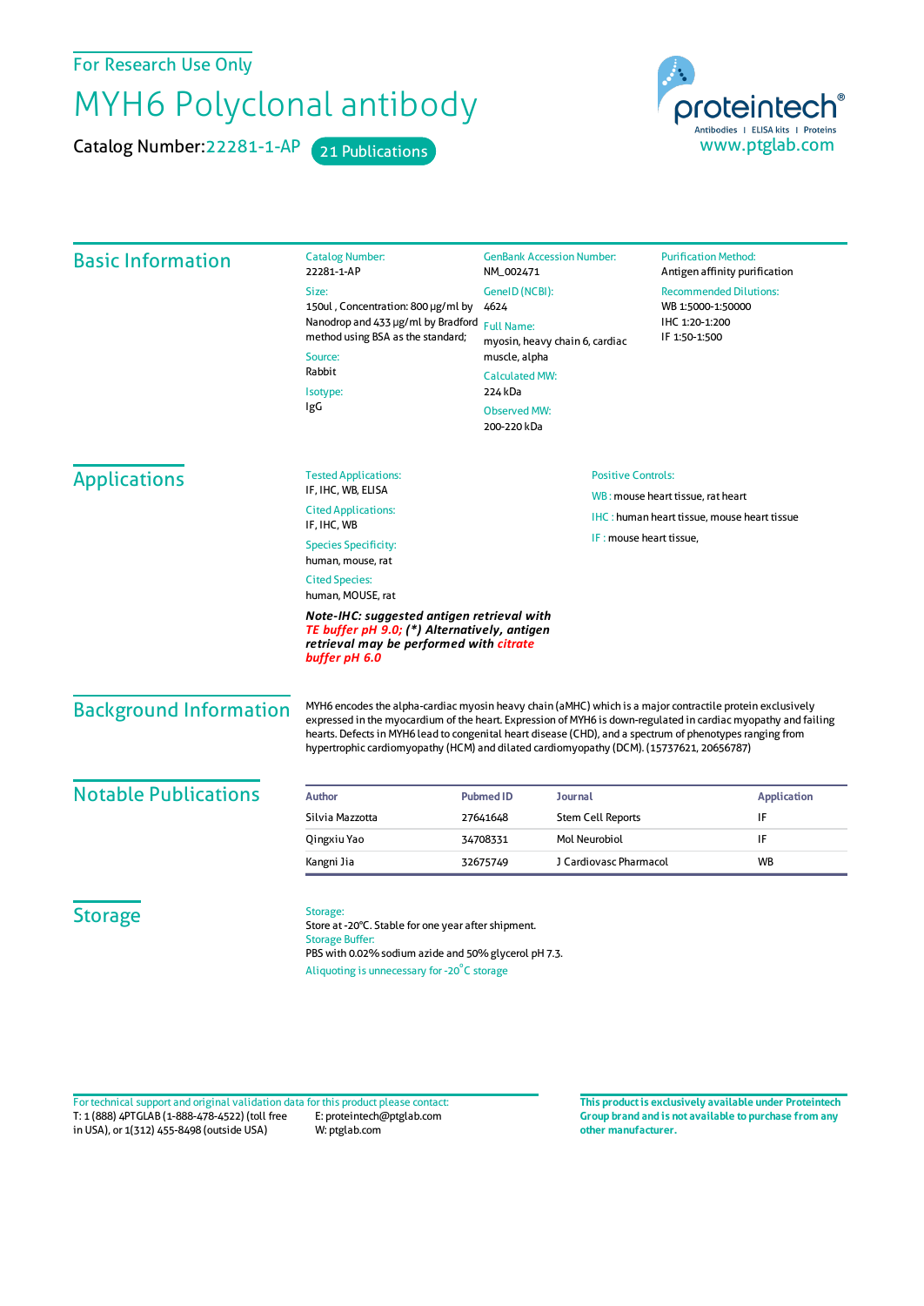For Research Use Only

# MYH6 Polyclonal antibody

Catalog Number:22281-1-AP 21 Publications

proteintech®
Antibodies | ELISA kits | Proteins
www.ptglab.com

## Basic Information

Catalog Number:
22281-1-AP

Size:
150ul , Concentration: 800 μg/ml by Nanodrop and 433 μg/ml by Bradford method using BSA as the standard;

Source:
Rabbit

Isotype:
IgG

GenBank Accession Number:
NM_002471

GeneID (NCBI):
4624

Full Name:
myosin, heavy chain 6, cardiac muscle, alpha

Calculated MW:
224 kDa

Observed MW:
200-220 kDa

Purification Method:
Antigen affinity purification

Recommended Dilutions:
WB 1:5000-1:50000
IHC 1:20-1:200
IF 1:50-1:500

## Applications

Tested Applications:
IF, IHC, WB, ELISA

Cited Applications:
IF, IHC, WB

Species Specificity:
human, mouse, rat

Cited Species:
human, MOUSE, rat

***Note-IHC: suggested antigen retrieval with TE buffer pH 9.0; (\*) Alternatively, antigen retrieval may be performed with citrate buffer pH 6.0***

Positive Controls:

WB : mouse heart tissue, rat heart

IHC : human heart tissue, mouse heart tissue

IF : mouse heart tissue,

## Background Information

MYH6 encodes the alpha-cardiac myosin heavy chain (aMHC) which is a major contractile protein exclusively expressed in the myocardium of the heart. Expression of MYH6 is down-regulated in cardiac myopathy and failing hearts. Defects in MYH6 lead to congenital heart disease (CHD), and a spectrum of phenotypes ranging from hypertrophic cardiomyopathy (HCM) and dilated cardiomyopathy (DCM). (15737621, 20656787)

## Notable Publications

| Author | Pubmed ID | Journal | Application |
|---|---|---|---|
| Silvia Mazzotta | 27641648 | Stem Cell Reports | IF |
| Qingxiu Yao | 34708331 | Mol Neurobiol | IF |
| Kangni Jia | 32675749 | J Cardiovasc Pharmacol | WB |

## Storage

Storage:
Store at -20°C. Stable for one year after shipment.

Storage Buffer:
PBS with 0.02% sodium azide and 50% glycerol pH 7.3.

Aliquoting is unnecessary for -20°C storage

For technical support and original validation data for this product please contact:
T: 1 (888) 4PTGLAB (1-888-478-4522) (toll free in USA), or 1(312) 455-8498 (outside USA)
E: proteintech@ptglab.com
W: ptglab.com

**This product is exclusively available under Proteintech Group brand and is not available to purchase from any other manufacturer.**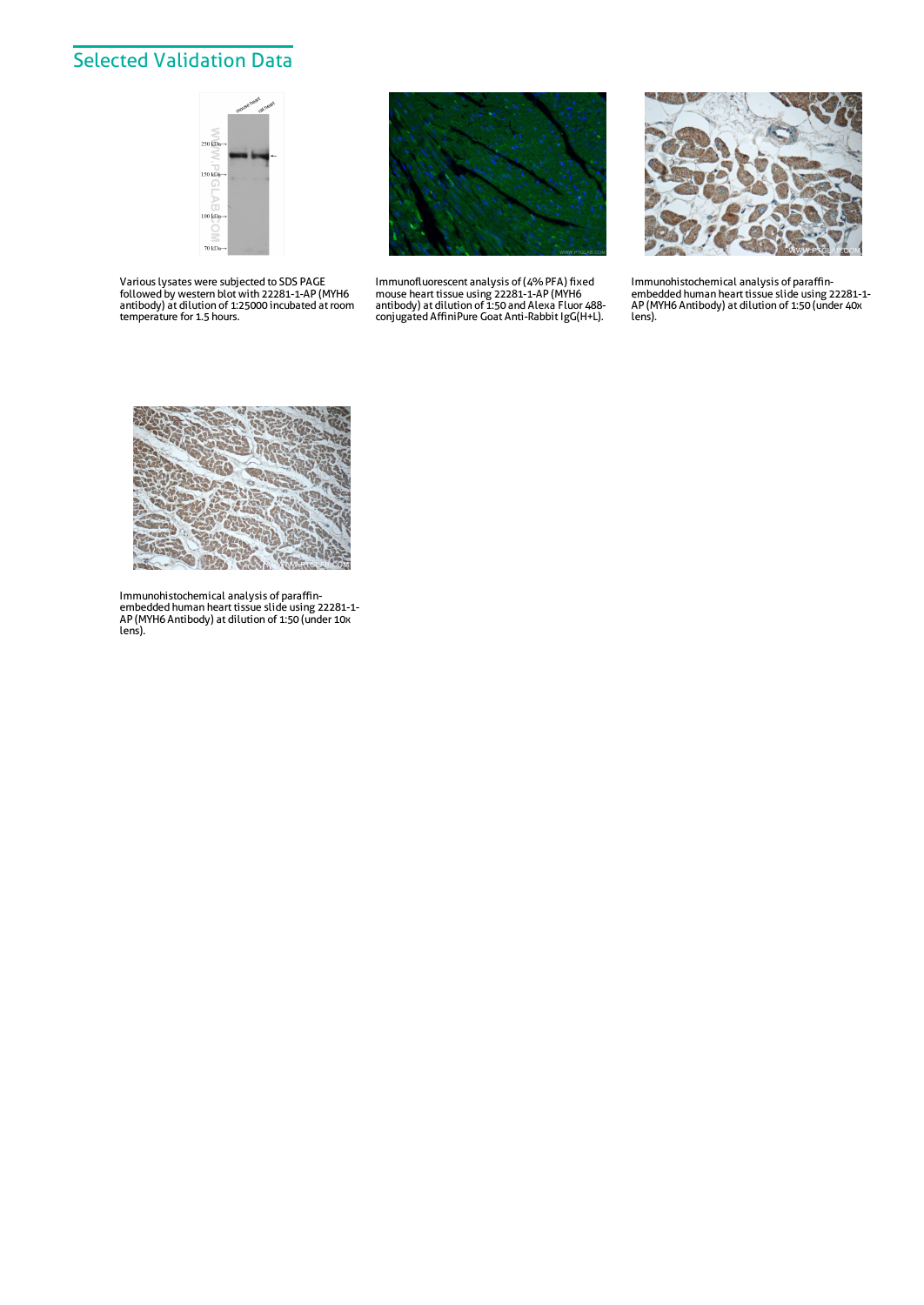## Selected Validation Data

Various lysates were subjected to SDS PAGE followed by western blot with 22281-1-AP (MYH6 antibody) at dilution of 1:25000 incubated at room temperature for 1.5 hours.

Immunofluorescent analysis of (4% PFA) fixed mouse heart tissue using 22281-1-AP (MYH6 antibody) at dilution of 1:50 and Alexa Fluor 488-conjugated AffiniPure Goat Anti-Rabbit IgG(H+L).

Immunohistochemical analysis of paraffin-embedded human heart tissue slide using 22281-1-AP (MYH6 Antibody) at dilution of 1:50 (under 40x lens).

Immunohistochemical analysis of paraffin-embedded human heart tissue slide using 22281-1-AP (MYH6 Antibody) at dilution of 1:50 (under 10x lens).